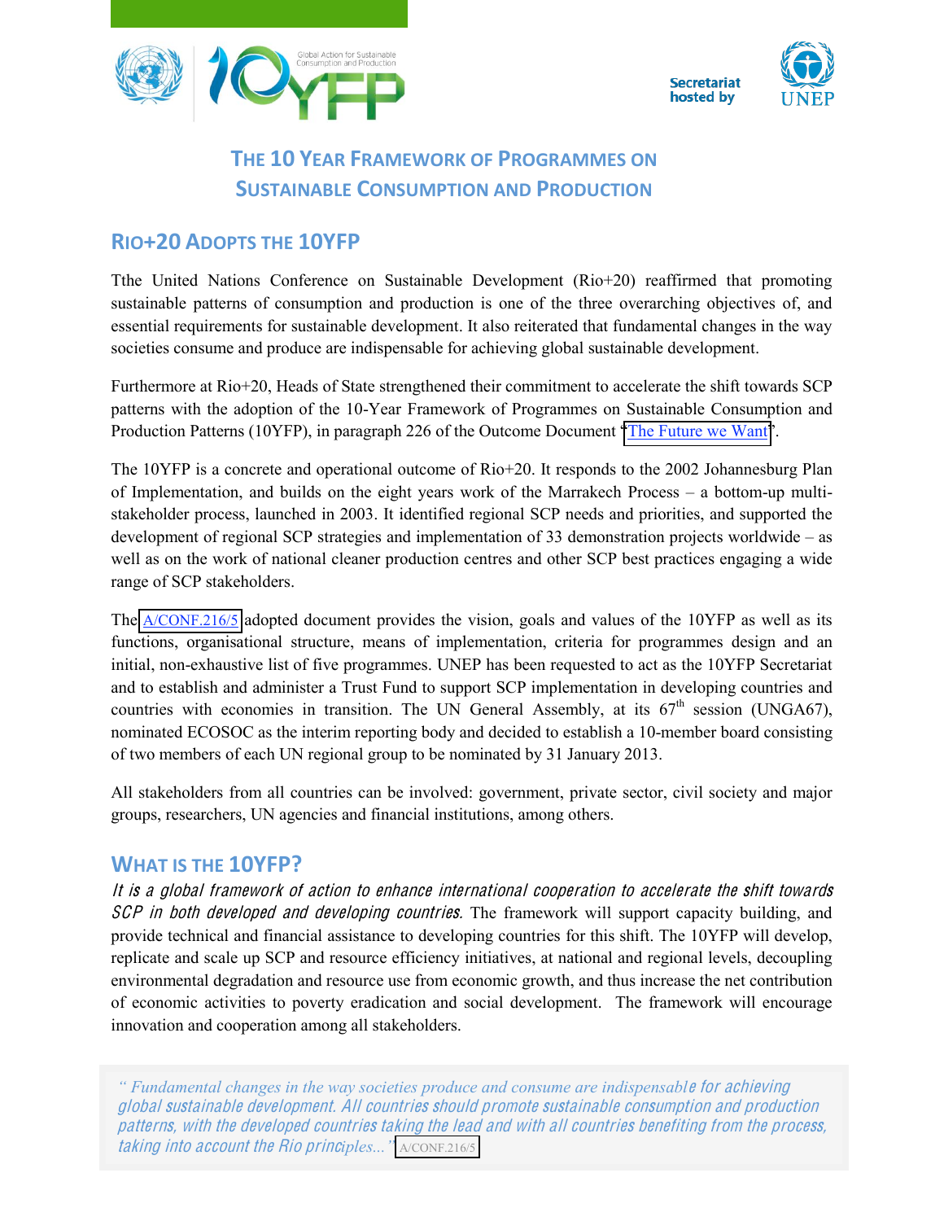Global Action for Sustainable Consumption and Production

Secretariat hosted by UNEP

# THE 10 YEAR FRAMEWORK OF PROGRAMMES ON SUSTAINABLE CONSUMPTION AND PRODUCTION

## RIO+20 ADOPTS THE 10YFP

Tthe United Nations Conference on Sustainable Development (Rio+20) reaffirmed that promoting sustainable patterns of consumption and production is one of the three overarching objectives of, and essential requirements for sustainable development. It also reiterated that fundamental changes in the way societies consume and produce are indispensable for achieving global sustainable development.

Furthermore at Rio+20, Heads of State strengthened their commitment to accelerate the shift towards SCP patterns with the adoption of the 10-Year Framework of Programmes on Sustainable Consumption and Production Patterns (10YFP), in paragraph 226 of the Outcome Document "The Future we Want".

The 10YFP is a concrete and operational outcome of Rio+20. It responds to the 2002 Johannesburg Plan of Implementation, and builds on the eight years work of the Marrakech Process – a bottom-up multi-stakeholder process, launched in 2003. It identified regional SCP needs and priorities, and supported the development of regional SCP strategies and implementation of 33 demonstration projects worldwide – as well as on the work of national cleaner production centres and other SCP best practices engaging a wide range of SCP stakeholders.

The A/CONF.216/5 adopted document provides the vision, goals and values of the 10YFP as well as its functions, organisational structure, means of implementation, criteria for programmes design and an initial, non-exhaustive list of five programmes. UNEP has been requested to act as the 10YFP Secretariat and to establish and administer a Trust Fund to support SCP implementation in developing countries and countries with economies in transition. The UN General Assembly, at its 67th session (UNGA67), nominated ECOSOC as the interim reporting body and decided to establish a 10-member board consisting of two members of each UN regional group to be nominated by 31 January 2013.

All stakeholders from all countries can be involved: government, private sector, civil society and major groups, researchers, UN agencies and financial institutions, among others.

## WHAT IS THE 10YFP?

*It is a global framework of action to enhance international cooperation to accelerate the shift towards SCP in both developed and developing countries.* The framework will support capacity building, and provide technical and financial assistance to developing countries for this shift. The 10YFP will develop, replicate and scale up SCP and resource efficiency initiatives, at national and regional levels, decoupling environmental degradation and resource use from economic growth, and thus increase the net contribution of economic activities to poverty eradication and social development. The framework will encourage innovation and cooperation among all stakeholders.

> *" Fundamental changes in the way societies produce and consume are indispensable for achieving global sustainable development. All countries should promote sustainable consumption and production patterns, with the developed countries taking the lead and with all countries benefiting from the process, taking into account the Rio principles..."* A/CONF.216/5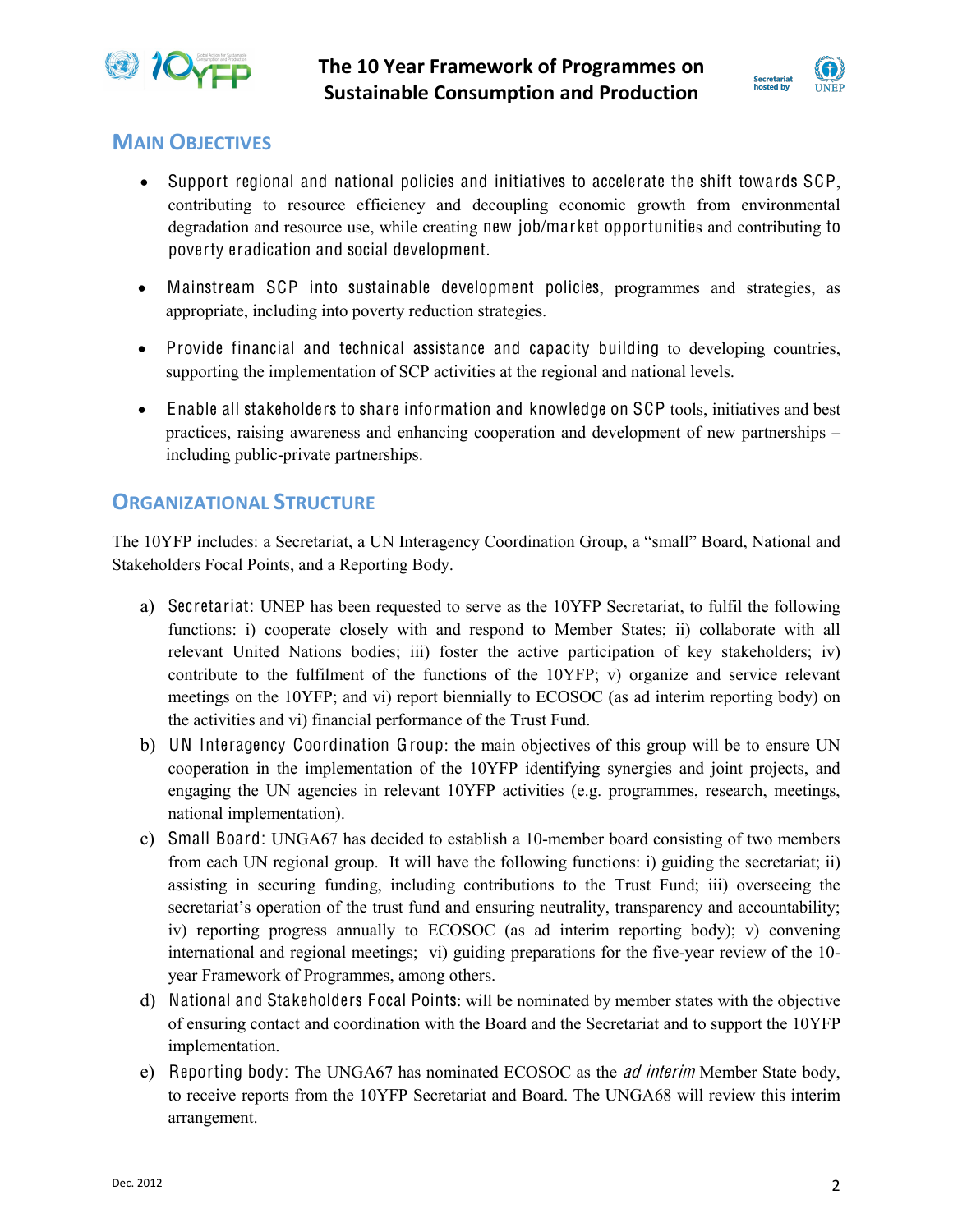## Main Objectives

- Support regional and national policies and initiatives to accelerate the shift towards SCP, contributing to resource efficiency and decoupling economic growth from environmental degradation and resource use, while creating new job/market opportunities and contributing to poverty eradication and social development.
- Mainstream SCP into sustainable development policies, programmes and strategies, as appropriate, including into poverty reduction strategies.
- Provide financial and technical assistance and capacity building to developing countries, supporting the implementation of SCP activities at the regional and national levels.
- Enable all stakeholders to share information and knowledge on SCP tools, initiatives and best practices, raising awareness and enhancing cooperation and development of new partnerships – including public-private partnerships.

## Organizational Structure

The 10YFP includes: a Secretariat, a UN Interagency Coordination Group, a "small" Board, National and Stakeholders Focal Points, and a Reporting Body.

a) Secretariat: UNEP has been requested to serve as the 10YFP Secretariat, to fulfil the following functions: i) cooperate closely with and respond to Member States; ii) collaborate with all relevant United Nations bodies; iii) foster the active participation of key stakeholders; iv) contribute to the fulfilment of the functions of the 10YFP; v) organize and service relevant meetings on the 10YFP; and vi) report biennially to ECOSOC (as ad interim reporting body) on the activities and vi) financial performance of the Trust Fund.

b) UN Interagency Coordination Group: the main objectives of this group will be to ensure UN cooperation in the implementation of the 10YFP identifying synergies and joint projects, and engaging the UN agencies in relevant 10YFP activities (e.g. programmes, research, meetings, national implementation).

c) Small Board: UNGA67 has decided to establish a 10-member board consisting of two members from each UN regional group. It will have the following functions: i) guiding the secretariat; ii) assisting in securing funding, including contributions to the Trust Fund; iii) overseeing the secretariat's operation of the trust fund and ensuring neutrality, transparency and accountability; iv) reporting progress annually to ECOSOC (as ad interim reporting body); v) convening international and regional meetings; vi) guiding preparations for the five-year review of the 10-year Framework of Programmes, among others.

d) National and Stakeholders Focal Points: will be nominated by member states with the objective of ensuring contact and coordination with the Board and the Secretariat and to support the 10YFP implementation.

e) Reporting body: The UNGA67 has nominated ECOSOC as the *ad interim* Member State body, to receive reports from the 10YFP Secretariat and Board. The UNGA68 will review this interim arrangement.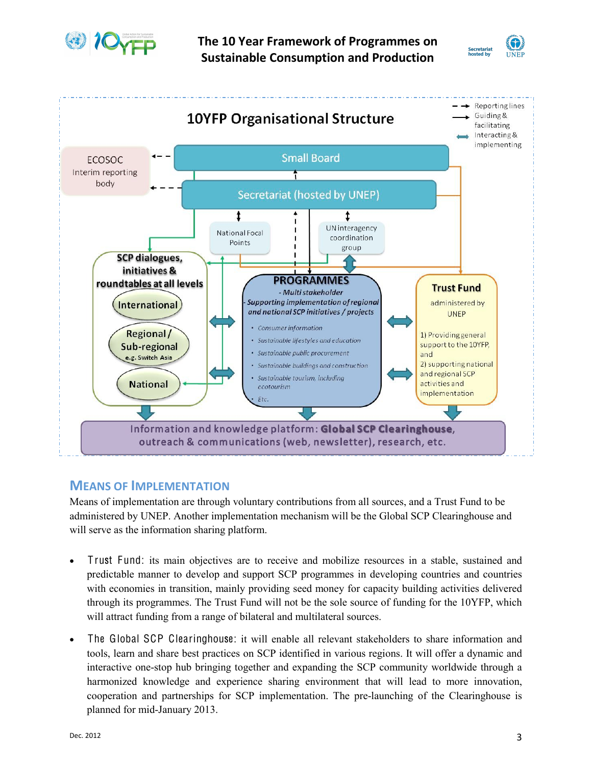10YFP Organisational Structure

Reporting lines
Guiding & facilitating
Interacting & implementing

ECOSOC
Interim reporting body

Small Board

Secretariat (hosted by UNEP)

National Focal Points

UN interagency coordination group

SCP dialogues, initiatives & roundtables at all levels

International

Regional / Sub-regional
e.g. Switch Asia

National

PROGRAMMES
- Multi stakeholder
- Supporting implementation of regional and national SCP initiatives / projects

- Consumer information
- Sustainable lifestyles and education
- Sustainable public procurement
- Sustainable buildings and construction
- Sustainable tourism, including ecotourism
- Etc.

Trust Fund
administered by UNEP

1) Providing general support to the 10YFP, and
2) supporting national and regional SCP activities and implementation

Information and knowledge platform: **Global SCP Clearinghouse**, outreach & communications (web, newsletter), research, etc.

## MEANS OF IMPLEMENTATION

Means of implementation are through voluntary contributions from all sources, and a Trust Fund to be administered by UNEP. Another implementation mechanism will be the Global SCP Clearinghouse and will serve as the information sharing platform.

- Trust Fund: its main objectives are to receive and mobilize resources in a stable, sustained and predictable manner to develop and support SCP programmes in developing countries and countries with economies in transition, mainly providing seed money for capacity building activities delivered through its programmes. The Trust Fund will not be the sole source of funding for the 10YFP, which will attract funding from a range of bilateral and multilateral sources.

- The Global SCP Clearinghouse: it will enable all relevant stakeholders to share information and tools, learn and share best practices on SCP identified in various regions. It will offer a dynamic and interactive one-stop hub bringing together and expanding the SCP community worldwide through a harmonized knowledge and experience sharing environment that will lead to more innovation, cooperation and partnerships for SCP implementation. The pre-launching of the Clearinghouse is planned for mid-January 2013.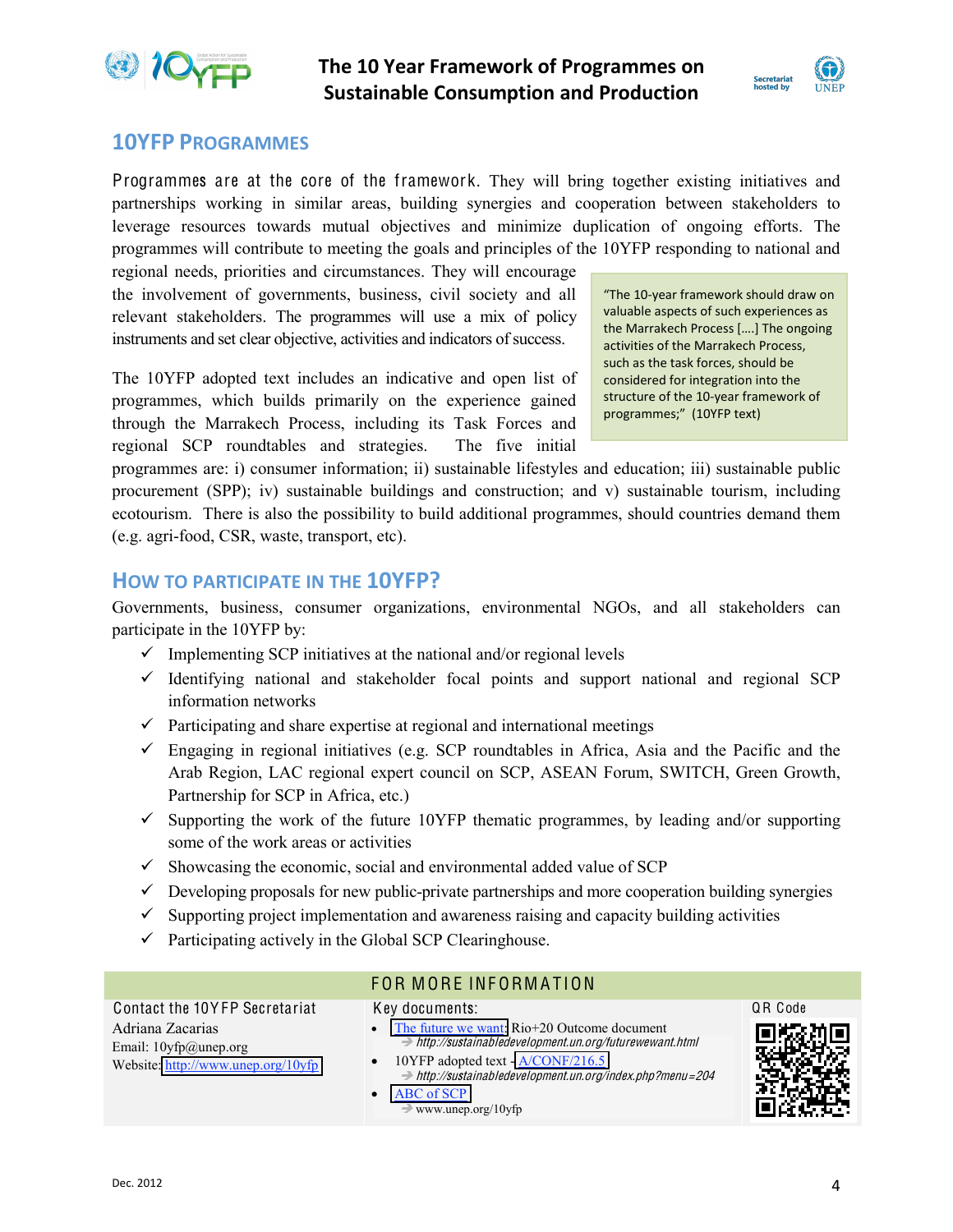## 10YFP PROGRAMMES

Programmes are at the core of the framework. They will bring together existing initiatives and partnerships working in similar areas, building synergies and cooperation between stakeholders to leverage resources towards mutual objectives and minimize duplication of ongoing efforts. The programmes will contribute to meeting the goals and principles of the 10YFP responding to national and regional needs, priorities and circumstances. They will encourage the involvement of governments, business, civil society and all relevant stakeholders. The programmes will use a mix of policy instruments and set clear objective, activities and indicators of success.

The 10YFP adopted text includes an indicative and open list of programmes, which builds primarily on the experience gained through the Marrakech Process, including its Task Forces and regional SCP roundtables and strategies. The five initial programmes are: i) consumer information; ii) sustainable lifestyles and education; iii) sustainable public procurement (SPP); iv) sustainable buildings and construction; and v) sustainable tourism, including ecotourism. There is also the possibility to build additional programmes, should countries demand them (e.g. agri-food, CSR, waste, transport, etc).

> "The 10-year framework should draw on valuable aspects of such experiences as the Marrakech Process [….] The ongoing activities of the Marrakech Process, such as the task forces, should be considered for integration into the structure of the 10-year framework of programmes;" (10YFP text)

## HOW TO PARTICIPATE IN THE 10YFP?

Governments, business, consumer organizations, environmental NGOs, and all stakeholders can participate in the 10YFP by:

- ✓ Implementing SCP initiatives at the national and/or regional levels
- ✓ Identifying national and stakeholder focal points and support national and regional SCP information networks
- ✓ Participating and share expertise at regional and international meetings
- ✓ Engaging in regional initiatives (e.g. SCP roundtables in Africa, Asia and the Pacific and the Arab Region, LAC regional expert council on SCP, ASEAN Forum, SWITCH, Green Growth, Partnership for SCP in Africa, etc.)
- ✓ Supporting the work of the future 10YFP thematic programmes, by leading and/or supporting some of the work areas or activities
- ✓ Showcasing the economic, social and environmental added value of SCP
- ✓ Developing proposals for new public-private partnerships and more cooperation building synergies
- ✓ Supporting project implementation and awareness raising and capacity building activities
- ✓ Participating actively in the Global SCP Clearinghouse.

## FOR MORE INFORMATION

**Contact the 10YFP Secretariat**

Adriana Zacarias
Email: 10yfp@unep.org
Website: http://www.unep.org/10yfp

**Key documents:**

- The future we want: Rio+20 Outcome document
  ➔ *http://sustainabledevelopment.un.org/futurewewant.html*
- 10YFP adopted text - A/CONF/216.5
  ➔ *http://sustainabledevelopment.un.org/index.php?menu=204*
- ABC of SCP
  ➔ www.unep.org/10yfp

**QR Code**

Dec. 2012